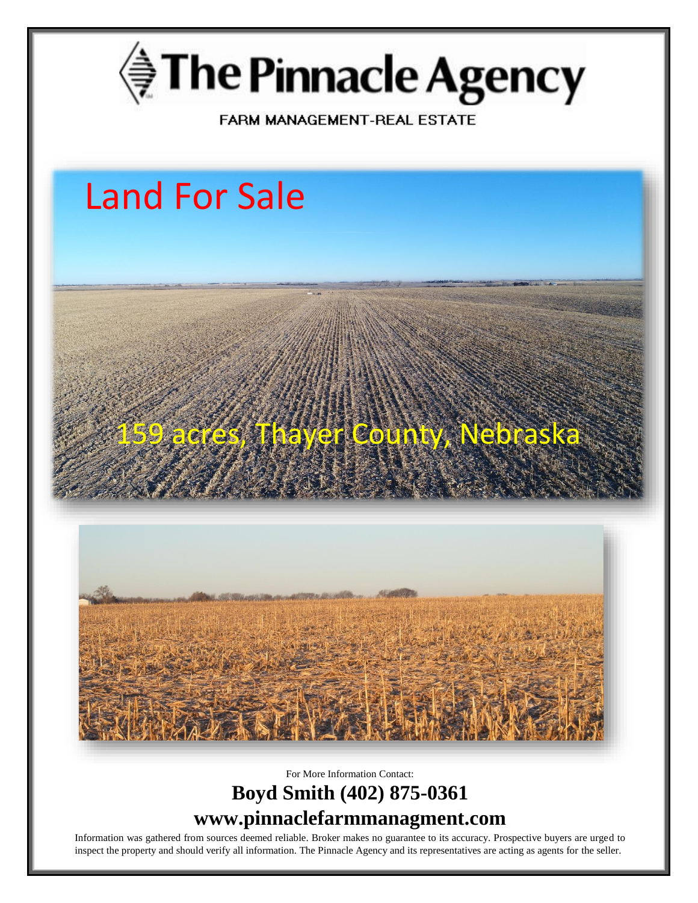# The Pinnacle Agency

FARM MANAGEMENT-REAL ESTATE

## Land For Sale

159 acres, Thayer County, Nebraska

For More Information Contact:

**Boyd Smith (402) 875-0361**

**www.pinnaclefarmmanagment.com**

Information was gathered from sources deemed reliable. Broker makes no guarantee to its accuracy. Prospective buyers are urged to inspect the property and should verify all information. The Pinnacle Agency and its representatives are acting as agents for the seller.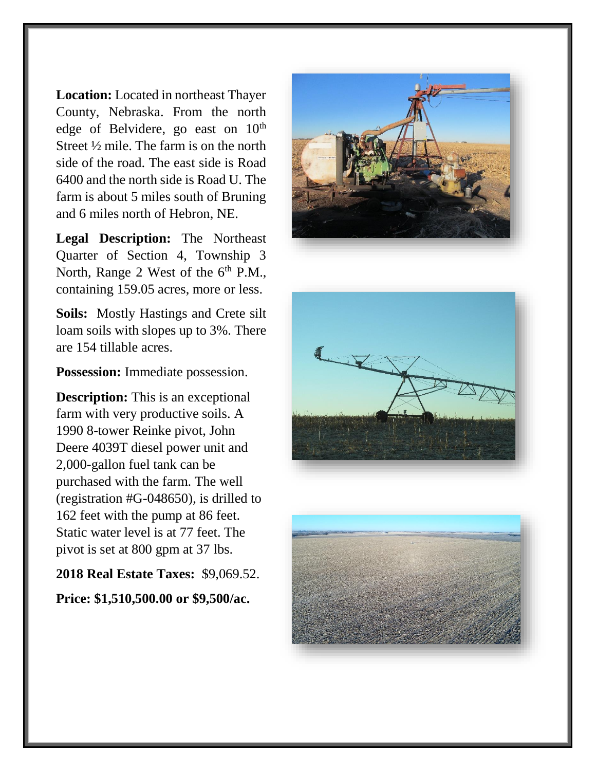**Location:** Located in northeast Thayer County, Nebraska. From the north edge of Belvidere, go east on 10th Street ½ mile. The farm is on the north side of the road. The east side is Road 6400 and the north side is Road U. The farm is about 5 miles south of Bruning and 6 miles north of Hebron, NE.

**Legal Description:** The Northeast Quarter of Section 4, Township 3 North, Range 2 West of the 6th P.M., containing 159.05 acres, more or less.

**Soils:** Mostly Hastings and Crete silt loam soils with slopes up to 3%. There are 154 tillable acres.

**Possession:** Immediate possession.

**Description:** This is an exceptional farm with very productive soils. A 1990 8-tower Reinke pivot, John Deere 4039T diesel power unit and 2,000-gallon fuel tank can be purchased with the farm. The well (registration #G-048650), is drilled to 162 feet with the pump at 86 feet. Static water level is at 77 feet. The pivot is set at 800 gpm at 37 lbs.

**2018 Real Estate Taxes:** $9,069.52.

**Price: $1,510,500.00 or $9,500/ac.**